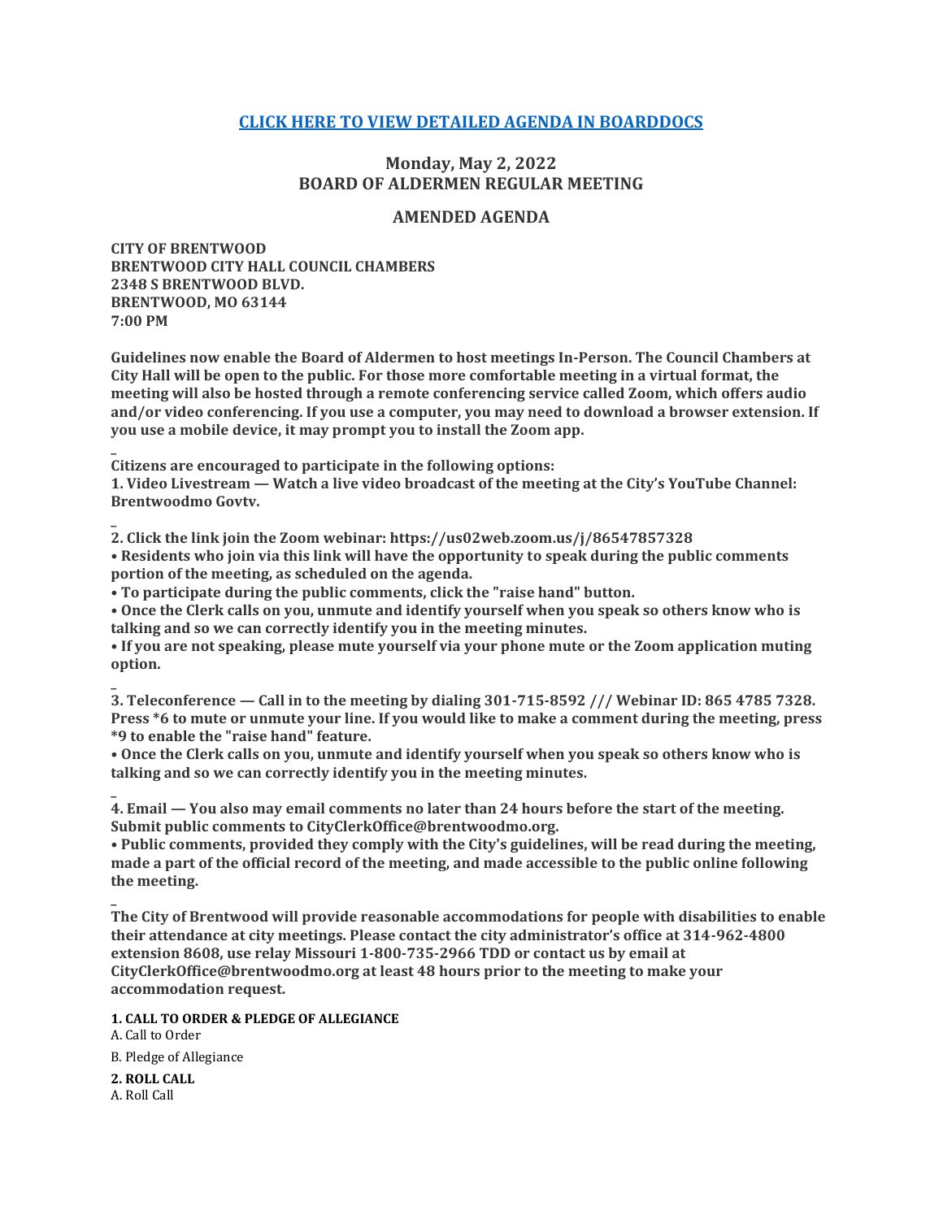**[CLICK HERE TO VIEW DETAILED AGENDA IN BOARDDOCS](#)**

## Monday, May 2, 2022
## BOARD OF ALDERMEN REGULAR MEETING

## AMENDED AGENDA

**CITY OF BRENTWOOD**
**BRENTWOOD CITY HALL COUNCIL CHAMBERS**
**2348 S BRENTWOOD BLVD.**
**BRENTWOOD, MO 63144**
**7:00 PM**

**Guidelines now enable the Board of Aldermen to host meetings In-Person. The Council Chambers at City Hall will be open to the public. For those more comfortable meeting in a virtual format, the meeting will also be hosted through a remote conferencing service called Zoom, which offers audio and/or video conferencing. If you use a computer, you may need to download a browser extension. If you use a mobile device, it may prompt you to install the Zoom app.**

_

**Citizens are encouraged to participate in the following options:**
**1. Video Livestream — Watch a live video broadcast of the meeting at the City's YouTube Channel: Brentwoodmo Govtv.**

_

**2. Click the link join the Zoom webinar: https://us02web.zoom.us/j/86547857328**
**• Residents who join via this link will have the opportunity to speak during the public comments portion of the meeting, as scheduled on the agenda.**
**• To participate during the public comments, click the "raise hand" button.**
**• Once the Clerk calls on you, unmute and identify yourself when you speak so others know who is talking and so we can correctly identify you in the meeting minutes.**
**• If you are not speaking, please mute yourself via your phone mute or the Zoom application muting option.**

_

**3. Teleconference — Call in to the meeting by dialing 301-715-8592 /// Webinar ID: 865 4785 7328. Press *6 to mute or unmute your line. If you would like to make a comment during the meeting, press *9 to enable the "raise hand" feature.**
**• Once the Clerk calls on you, unmute and identify yourself when you speak so others know who is talking and so we can correctly identify you in the meeting minutes.**

_

**4. Email — You also may email comments no later than 24 hours before the start of the meeting. Submit public comments to CityClerkOffice@brentwoodmo.org.**
**• Public comments, provided they comply with the City's guidelines, will be read during the meeting, made a part of the official record of the meeting, and made accessible to the public online following the meeting.**

_

**The City of Brentwood will provide reasonable accommodations for people with disabilities to enable their attendance at city meetings. Please contact the city administrator's office at 314-962-4800 extension 8608, use relay Missouri 1-800-735-2966 TDD or contact us by email at CityClerkOffice@brentwoodmo.org at least 48 hours prior to the meeting to make your accommodation request.**

**1. CALL TO ORDER & PLEDGE OF ALLEGIANCE**

A. Call to Order

B. Pledge of Allegiance

**2. ROLL CALL**

A. Roll Call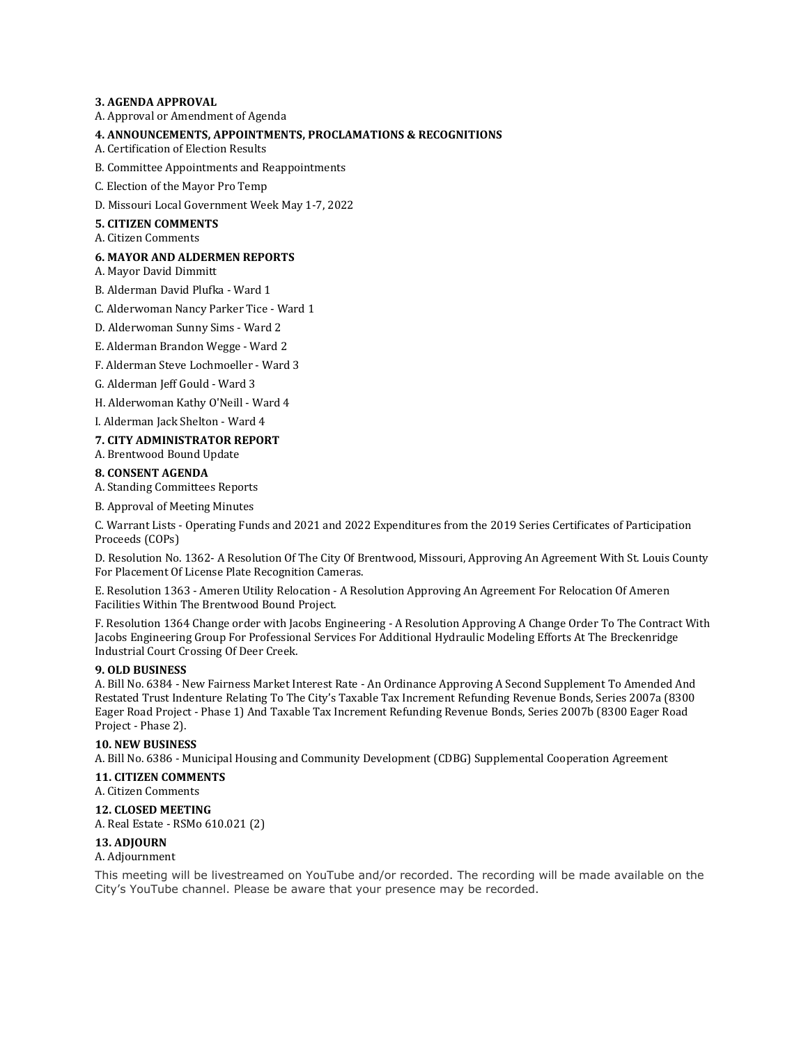**3. AGENDA APPROVAL**

A. Approval or Amendment of Agenda

**4. ANNOUNCEMENTS, APPOINTMENTS, PROCLAMATIONS & RECOGNITIONS**

A. Certification of Election Results

B. Committee Appointments and Reappointments

C. Election of the Mayor Pro Temp

D. Missouri Local Government Week May 1-7, 2022

**5. CITIZEN COMMENTS**

A. Citizen Comments

**6. MAYOR AND ALDERMEN REPORTS**

A. Mayor David Dimmitt

B. Alderman David Plufka - Ward 1

C. Alderwoman Nancy Parker Tice - Ward 1

D. Alderwoman Sunny Sims - Ward 2

E. Alderman Brandon Wegge - Ward 2

F. Alderman Steve Lochmoeller - Ward 3

G. Alderman Jeff Gould - Ward 3

H. Alderwoman Kathy O'Neill - Ward 4

I. Alderman Jack Shelton - Ward 4

**7. CITY ADMINISTRATOR REPORT**

A. Brentwood Bound Update

**8. CONSENT AGENDA**

A. Standing Committees Reports

B. Approval of Meeting Minutes

C. Warrant Lists - Operating Funds and 2021 and 2022 Expenditures from the 2019 Series Certificates of Participation Proceeds (COPs)

D. Resolution No. 1362- A Resolution Of The City Of Brentwood, Missouri, Approving An Agreement With St. Louis County For Placement Of License Plate Recognition Cameras.

E. Resolution 1363 - Ameren Utility Relocation - A Resolution Approving An Agreement For Relocation Of Ameren Facilities Within The Brentwood Bound Project.

F. Resolution 1364 Change order with Jacobs Engineering - A Resolution Approving A Change Order To The Contract With Jacobs Engineering Group For Professional Services For Additional Hydraulic Modeling Efforts At The Breckenridge Industrial Court Crossing Of Deer Creek.

**9. OLD BUSINESS**

A. Bill No. 6384 - New Fairness Market Interest Rate - An Ordinance Approving A Second Supplement To Amended And Restated Trust Indenture Relating To The City's Taxable Tax Increment Refunding Revenue Bonds, Series 2007a (8300 Eager Road Project - Phase 1) And Taxable Tax Increment Refunding Revenue Bonds, Series 2007b (8300 Eager Road Project - Phase 2).

**10. NEW BUSINESS**

A. Bill No. 6386 - Municipal Housing and Community Development (CDBG) Supplemental Cooperation Agreement

**11. CITIZEN COMMENTS**

A. Citizen Comments

**12. CLOSED MEETING**

A. Real Estate - RSMo 610.021 (2)

**13. ADJOURN**

A. Adjournment

This meeting will be livestreamed on YouTube and/or recorded. The recording will be made available on the City's YouTube channel. Please be aware that your presence may be recorded.